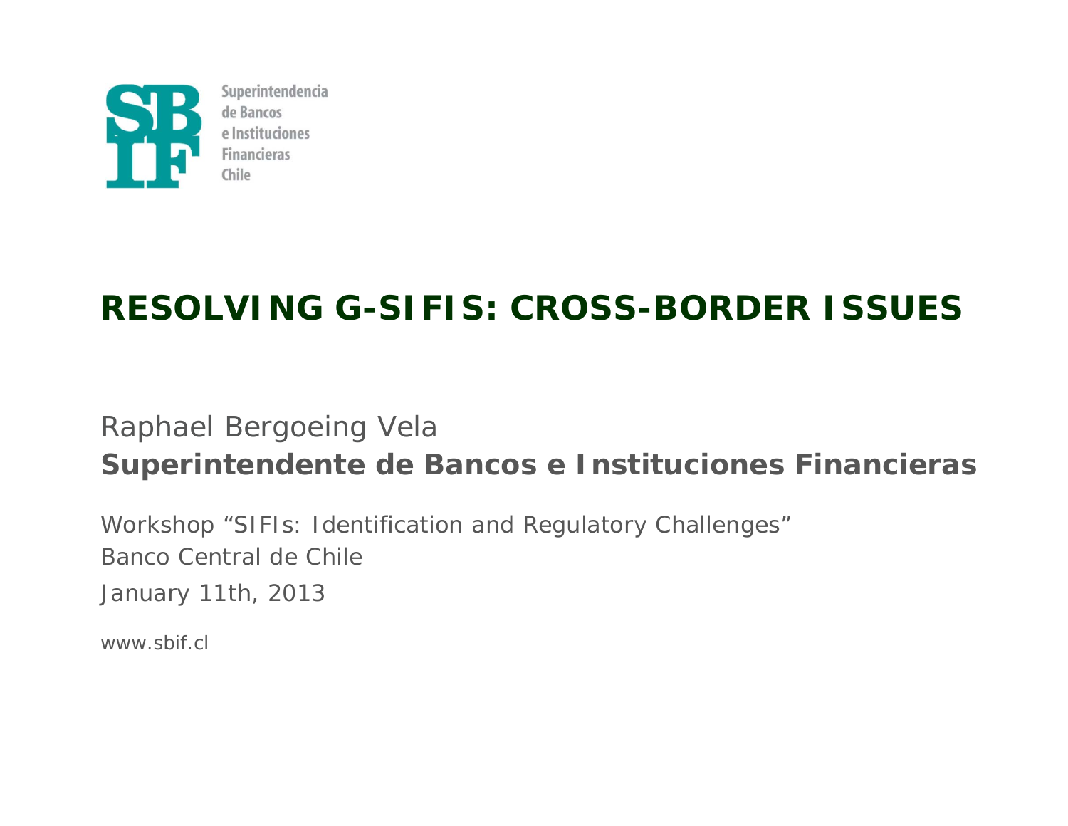Superintendencia de Bancos e Instituciones Financieras Chile

# RESOLVING G-SIFIS: CROSS-BORDER ISSUES

Raphael Bergoeing Vela
**Superintendente de Bancos e Instituciones Financieras**

Workshop "SIFIs: Identification and Regulatory Challenges"
Banco Central de Chile
January 11th, 2013

www.sbif.cl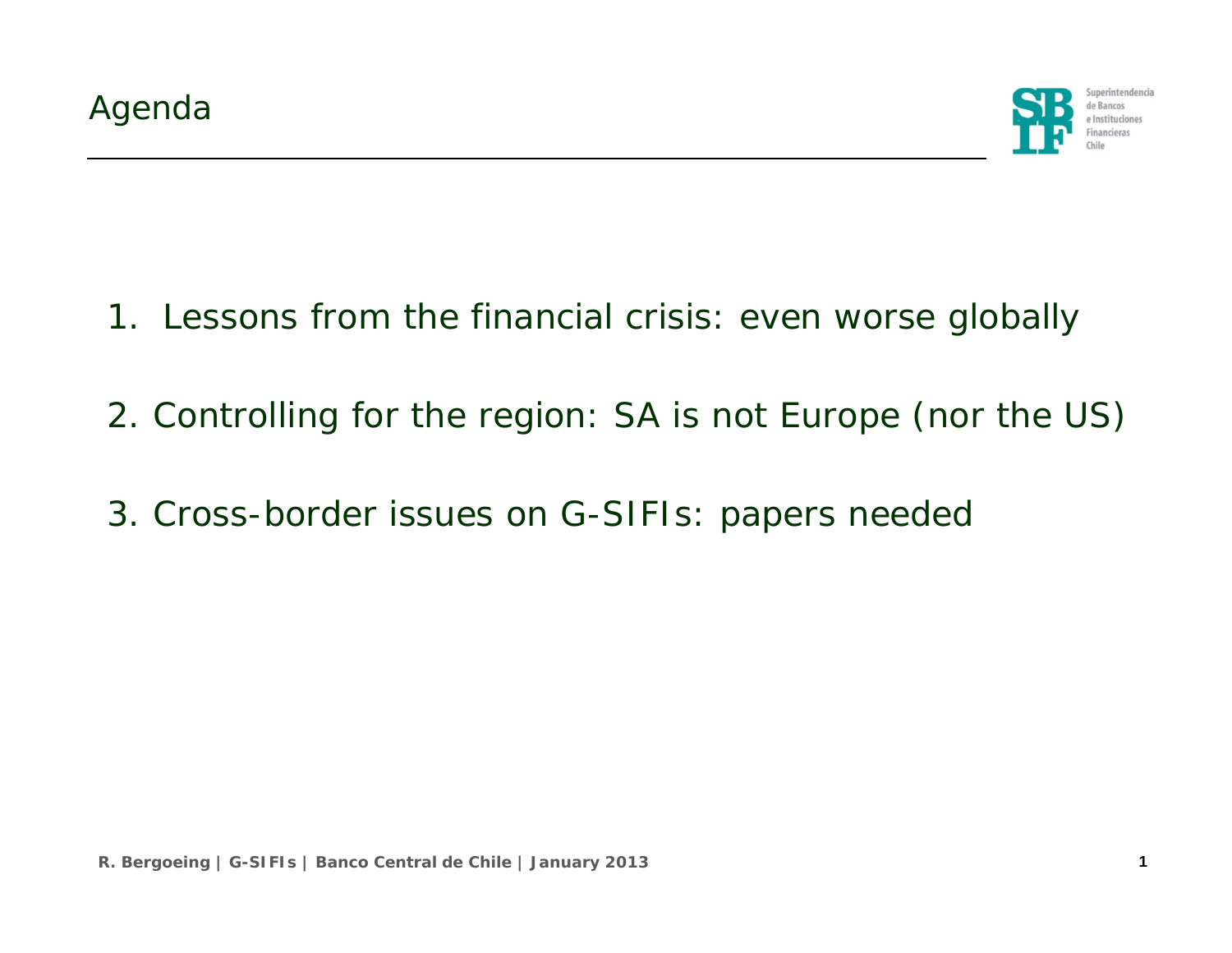# Agenda

1. Lessons from the financial crisis: even worse globally

2. Controlling for the region: SA is not Europe (nor the US)

3. Cross-border issues on G-SIFIs: papers needed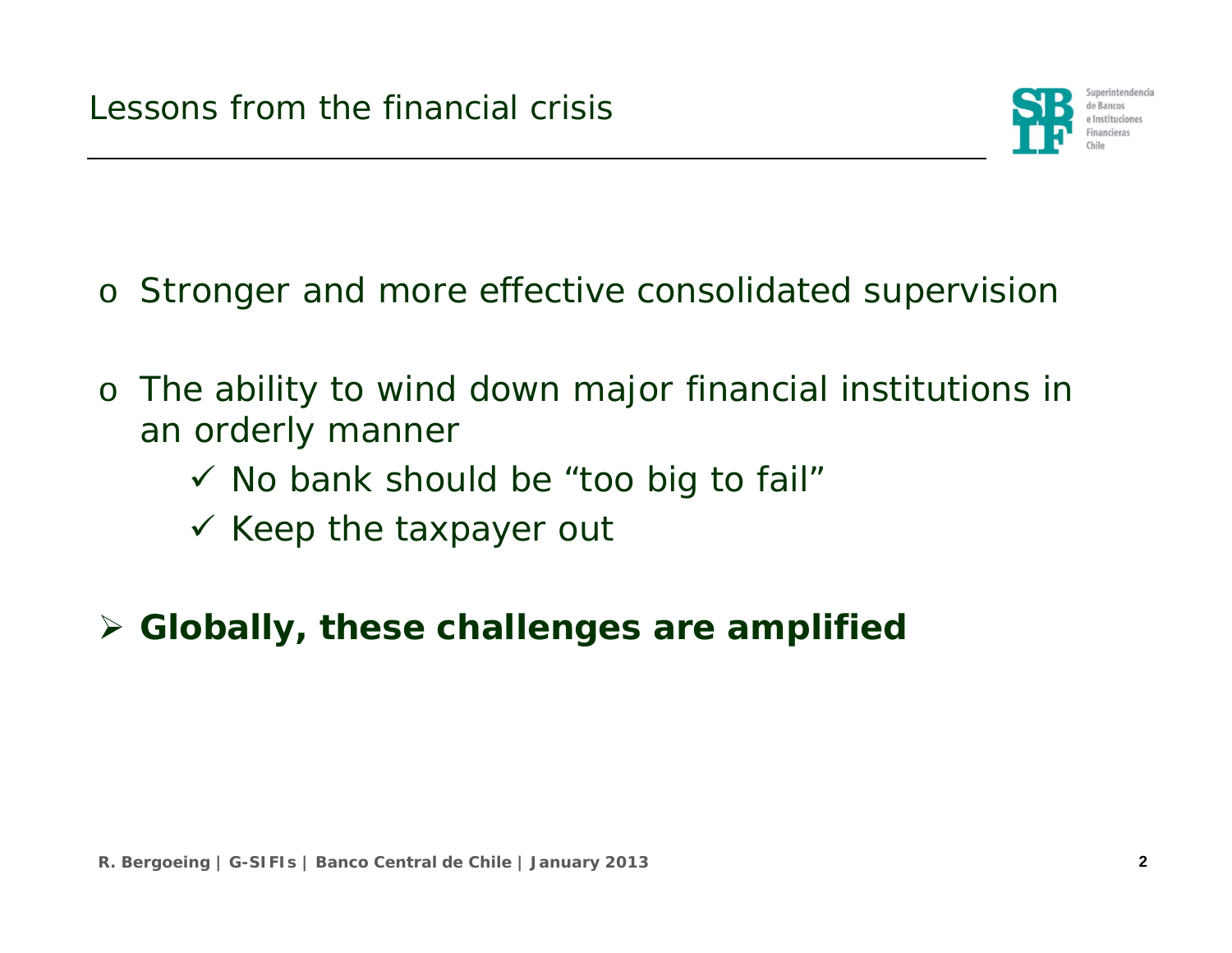# Lessons from the financial crisis

- Stronger and more effective consolidated supervision
- The ability to wind down major financial institutions in an orderly manner
  - ✓ No bank should be "too big to fail"
  - ✓ Keep the taxpayer out

➢ **Globally, these challenges are amplified**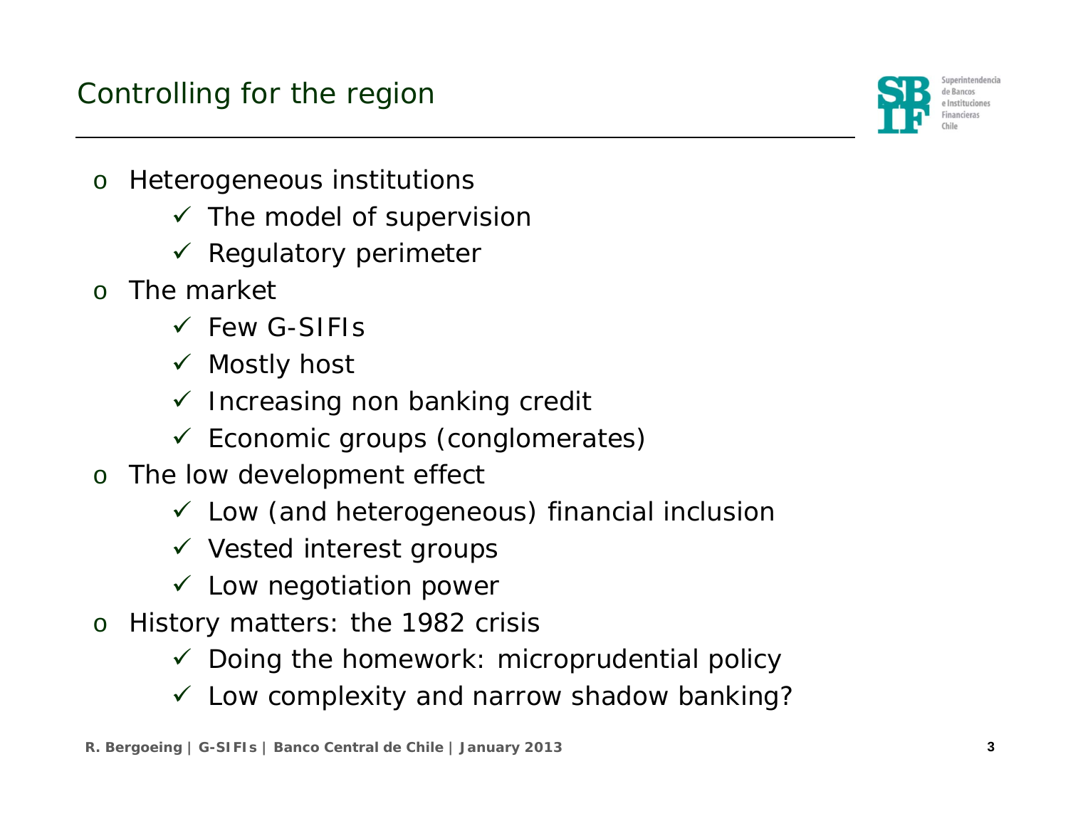# Controlling for the region

- Heterogeneous institutions
  - ✓ The model of supervision
  - ✓ Regulatory perimeter
- The market
  - ✓ Few G-SIFIs
  - ✓ Mostly host
  - ✓ Increasing non banking credit
  - ✓ Economic groups (conglomerates)
- The low development effect
  - ✓ Low (and heterogeneous) financial inclusion
  - ✓ Vested interest groups
  - ✓ Low negotiation power
- History matters: the 1982 crisis
  - ✓ Doing the homework: microprudential policy
  - ✓ Low complexity and narrow shadow banking?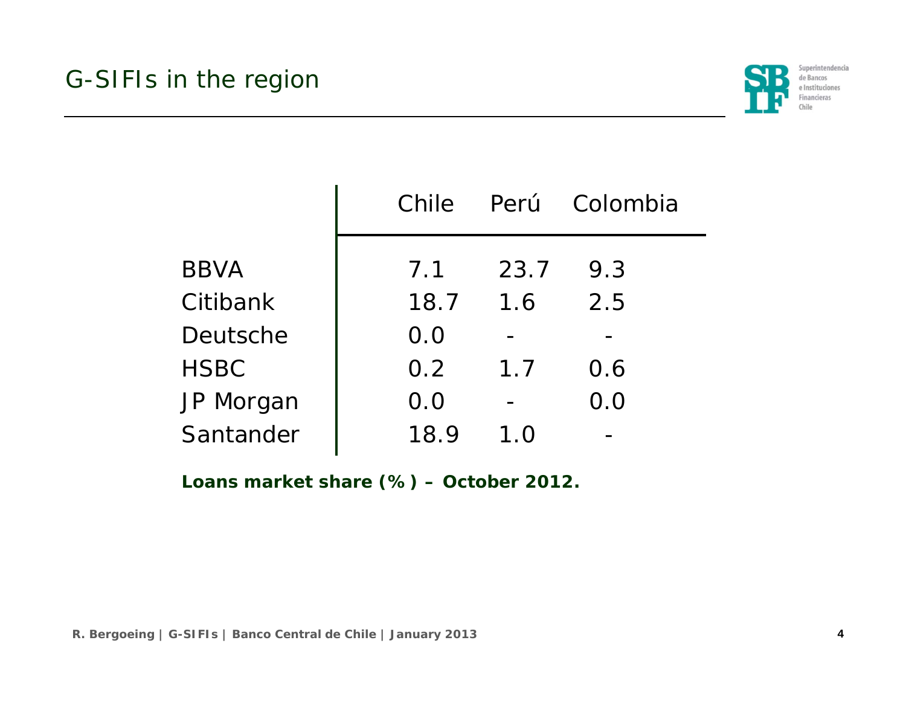# G-SIFIs in the region

| | Chile | Perú | Colombia |
|---|---|---|---|
| BBVA | 7.1 | 23.7 | 9.3 |
| Citibank | 18.7 | 1.6 | 2.5 |
| Deutsche | 0.0 | - | - |
| HSBC | 0.2 | 1.7 | 0.6 |
| JP Morgan | 0.0 | - | 0.0 |
| Santander | 18.9 | 1.0 | - |

**Loans market share (%) – October 2012.**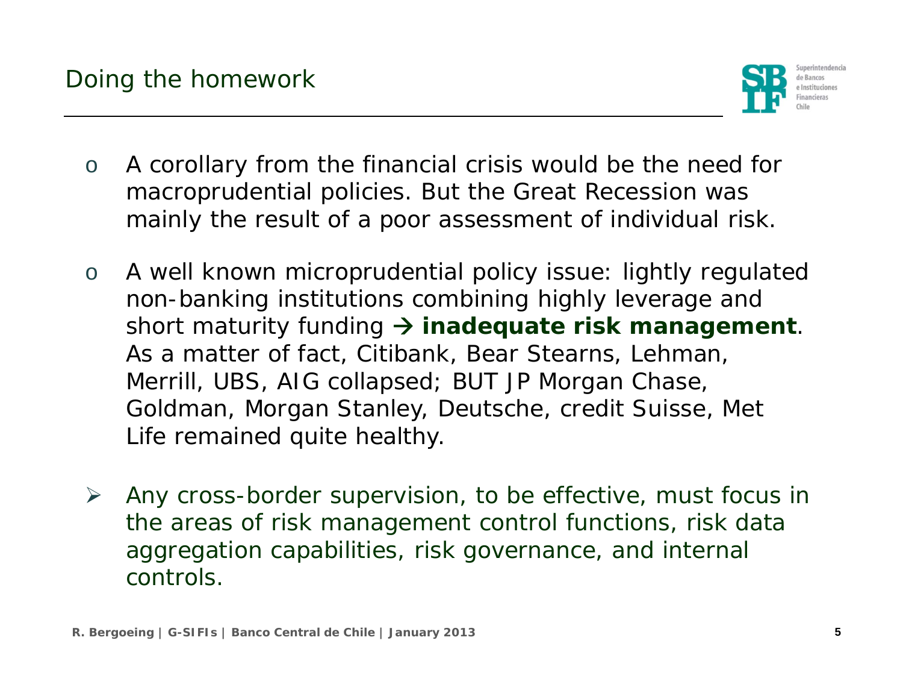## Doing the homework

- A corollary from the financial crisis would be the need for macroprudential policies. But the Great Recession was mainly the result of a poor assessment of individual risk.

- A well known microprudential policy issue: lightly regulated non-banking institutions combining highly leverage and short maturity funding → **inadequate risk management**. As a matter of fact, Citibank, Bear Stearns, Lehman, Merrill, UBS, AIG collapsed; BUT JP Morgan Chase, Goldman, Morgan Stanley, Deutsche, credit Suisse, Met Life remained quite healthy.

- Any cross-border supervision, to be effective, must focus in the areas of risk management control functions, risk data aggregation capabilities, risk governance, and internal controls.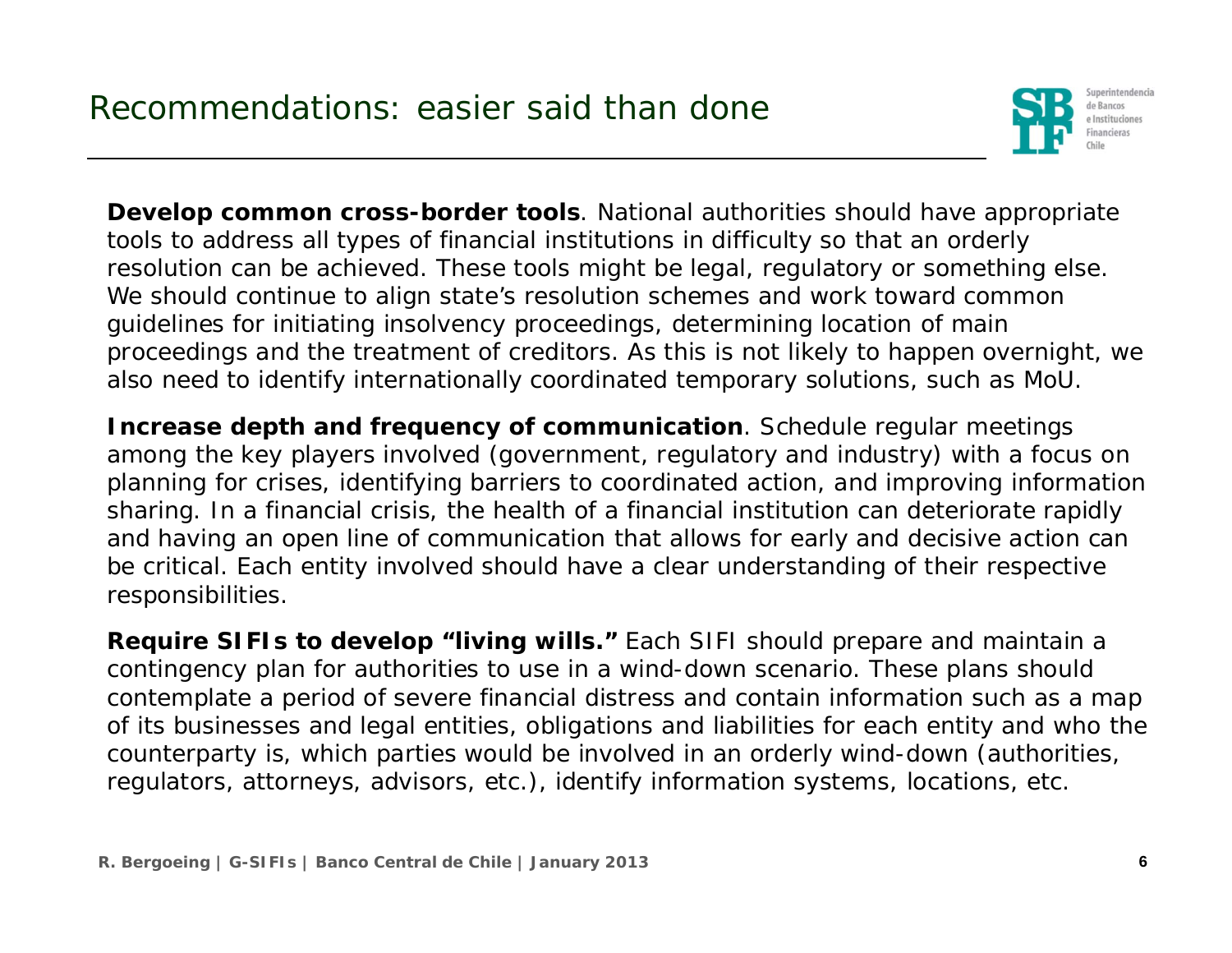# Recommendations: easier said than done

**Develop common cross-border tools**. National authorities should have appropriate tools to address all types of financial institutions in difficulty so that an orderly resolution can be achieved. These tools might be legal, regulatory or something else. We should continue to align state's resolution schemes and work toward common guidelines for initiating insolvency proceedings, determining location of main proceedings and the treatment of creditors. As this is not likely to happen overnight, we also need to identify internationally coordinated temporary solutions, such as MoU.

**Increase depth and frequency of communication**. Schedule regular meetings among the key players involved (government, regulatory and industry) with a focus on planning for crises, identifying barriers to coordinated action, and improving information sharing. In a financial crisis, the health of a financial institution can deteriorate rapidly and having an open line of communication that allows for early and decisive action can be critical. Each entity involved should have a clear understanding of their respective responsibilities.

**Require SIFIs to develop "living wills."** Each SIFI should prepare and maintain a contingency plan for authorities to use in a wind-down scenario. These plans should contemplate a period of severe financial distress and contain information such as a map of its businesses and legal entities, obligations and liabilities for each entity and who the counterparty is, which parties would be involved in an orderly wind-down (authorities, regulators, attorneys, advisors, etc.), identify information systems, locations, etc.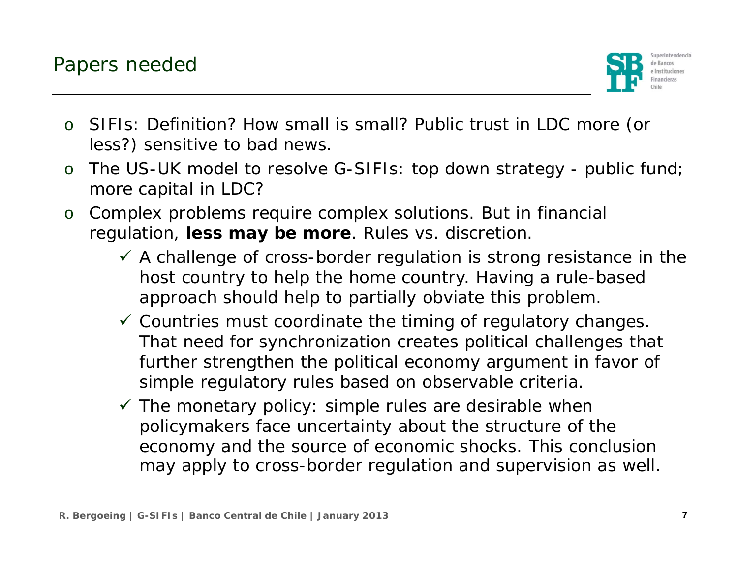## Papers needed

- SIFIs: Definition? How small is small? Public trust in LDC more (or less?) sensitive to bad news.
- The US-UK model to resolve G-SIFIs: top down strategy - public fund; more capital in LDC?
- Complex problems require complex solutions. But in financial regulation, **less may be more**. Rules vs. discretion.
  - ✓ A challenge of cross-border regulation is strong resistance in the host country to help the home country. Having a rule-based approach should help to partially obviate this problem.
  - ✓ Countries must coordinate the timing of regulatory changes. That need for synchronization creates political challenges that further strengthen the political economy argument in favor of simple regulatory rules based on observable criteria.
  - ✓ The monetary policy: simple rules are desirable when policymakers face uncertainty about the structure of the economy and the source of economic shocks. This conclusion may apply to cross-border regulation and supervision as well.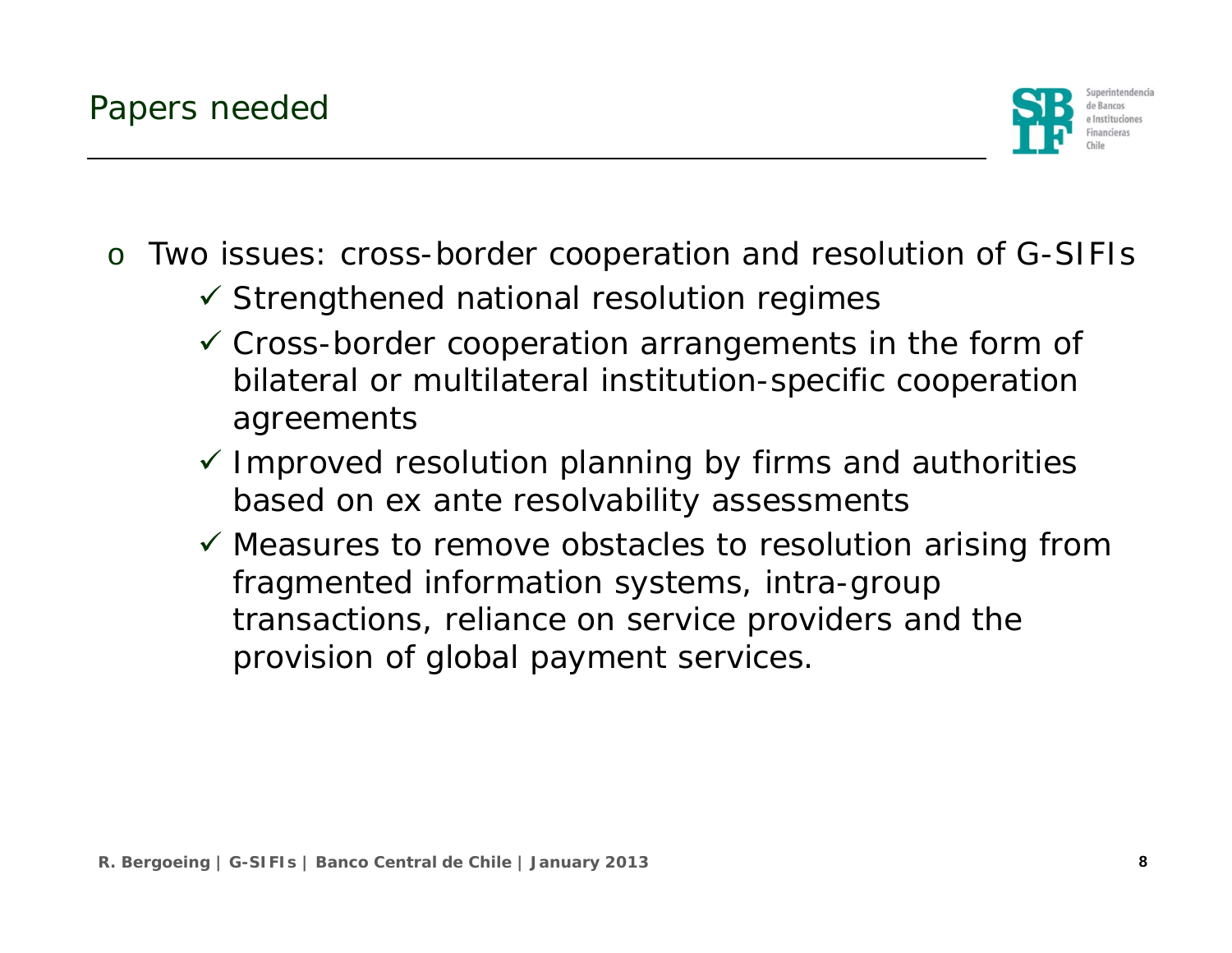## Papers needed

- Two issues: cross-border cooperation and resolution of G-SIFIs
  - ✓ Strengthened national resolution regimes
  - ✓ Cross-border cooperation arrangements in the form of bilateral or multilateral institution-specific cooperation agreements
  - ✓ Improved resolution planning by firms and authorities based on ex ante resolvability assessments
  - ✓ Measures to remove obstacles to resolution arising from fragmented information systems, intra-group transactions, reliance on service providers and the provision of global payment services.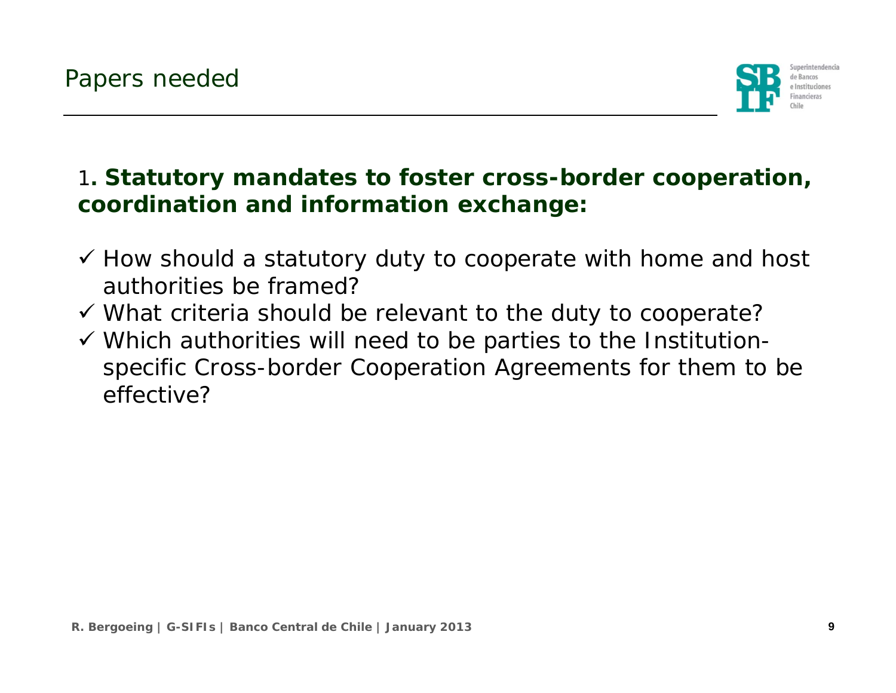# Papers needed

## 1. Statutory mandates to foster cross-border cooperation, coordination and information exchange:

- ✓ How should a statutory duty to cooperate with home and host authorities be framed?
- ✓ What criteria should be relevant to the duty to cooperate?
- ✓ Which authorities will need to be parties to the Institution-specific Cross-border Cooperation Agreements for them to be effective?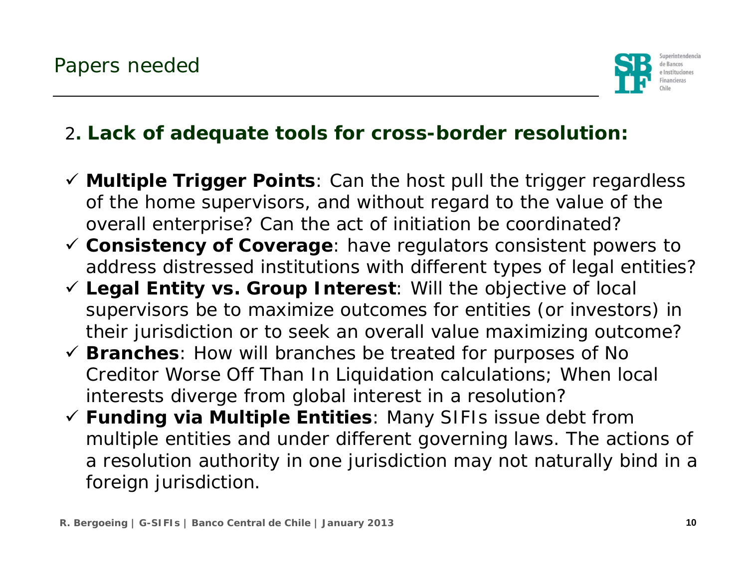# Papers needed

## 2. Lack of adequate tools for cross-border resolution:

- ✓ **Multiple Trigger Points**: Can the host pull the trigger regardless of the home supervisors, and without regard to the value of the overall enterprise? Can the act of initiation be coordinated?
- ✓ **Consistency of Coverage**: have regulators consistent powers to address distressed institutions with different types of legal entities?
- ✓ **Legal Entity vs. Group Interest**: Will the objective of local supervisors be to maximize outcomes for entities (or investors) in their jurisdiction or to seek an overall value maximizing outcome?
- ✓ **Branches**: How will branches be treated for purposes of No Creditor Worse Off Than In Liquidation calculations; When local interests diverge from global interest in a resolution?
- ✓ **Funding via Multiple Entities**: Many SIFIs issue debt from multiple entities and under different governing laws. The actions of a resolution authority in one jurisdiction may not naturally bind in a foreign jurisdiction.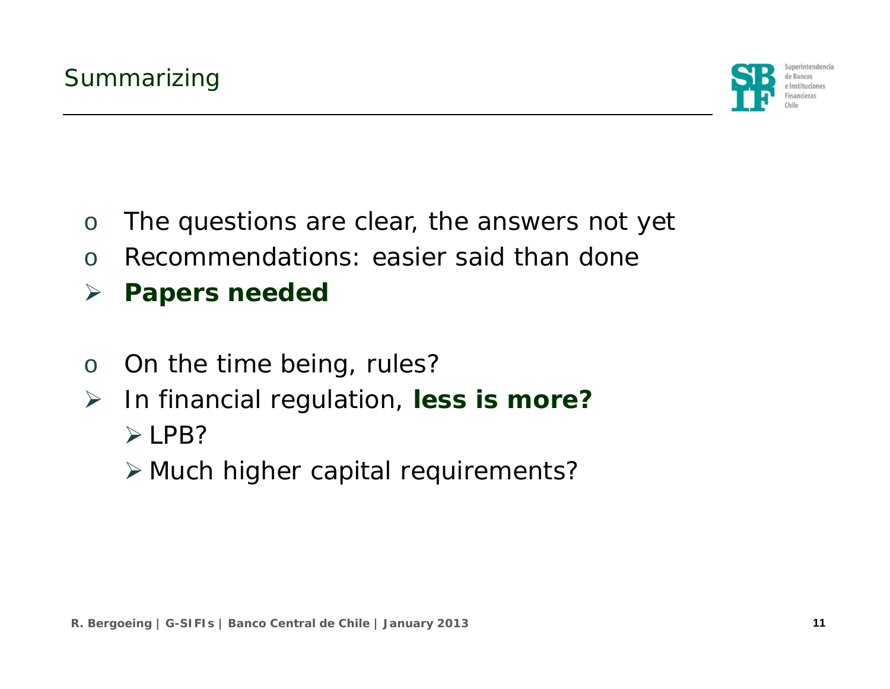## Summarizing

- The questions are clear, the answers not yet
- Recommendations: easier said than done
- **Papers needed**

- On the time being, rules?
- In financial regulation, **less is more?**
  - LPB?
  - Much higher capital requirements?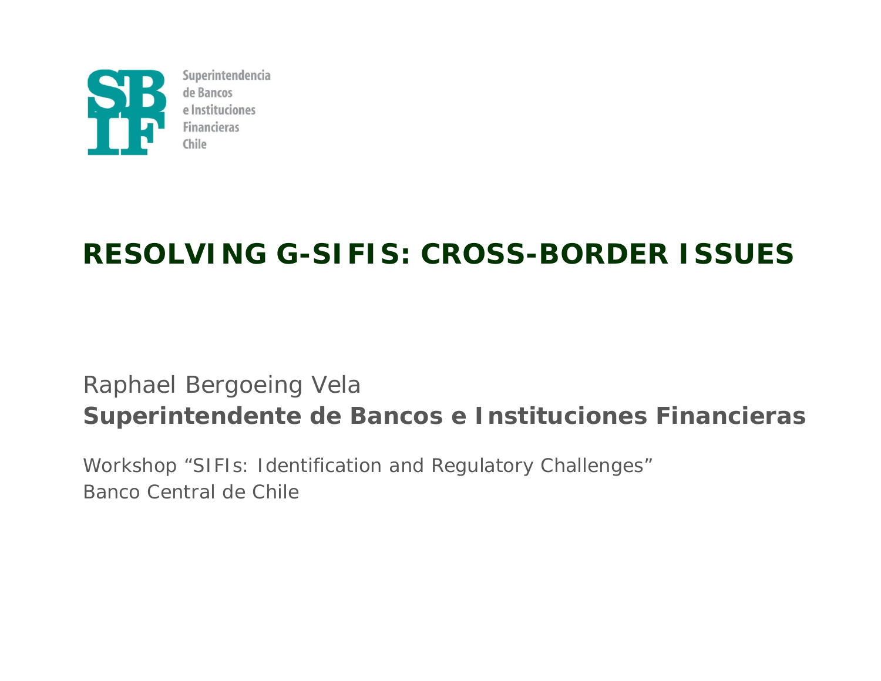Superintendencia
de Bancos
e Instituciones
Financieras
Chile

# RESOLVING G-SIFIS: CROSS-BORDER ISSUES

Raphael Bergoeing Vela

**Superintendente de Bancos e Instituciones Financieras**

Workshop "SIFIs: Identification and Regulatory Challenges"

Banco Central de Chile